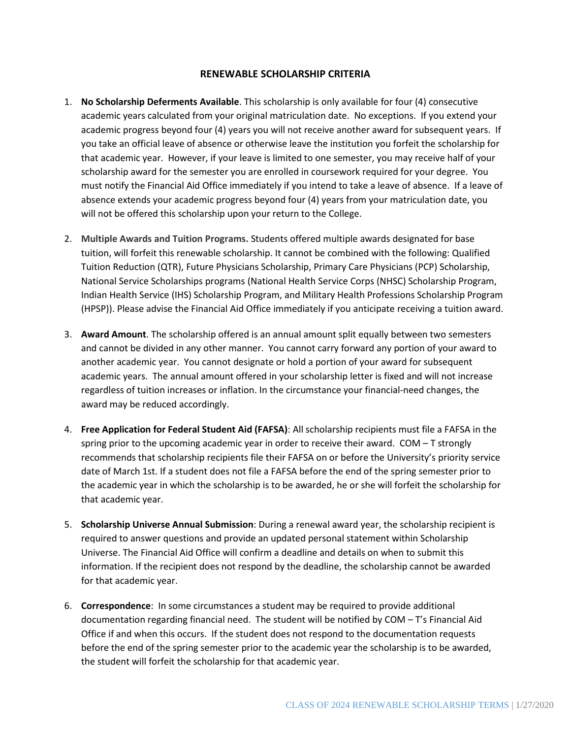## RENEWABLE SCHOLARSHIP CRITERIA

1. **No Scholarship Deferments Available**. This scholarship is only available for four (4) consecutive academic years calculated from your original matriculation date. No exceptions. If you extend your academic progress beyond four (4) years you will not receive another award for subsequent years. If you take an official leave of absence or otherwise leave the institution you forfeit the scholarship for that academic year. However, if your leave is limited to one semester, you may receive half of your scholarship award for the semester you are enrolled in coursework required for your degree. You must notify the Financial Aid Office immediately if you intend to take a leave of absence. If a leave of absence extends your academic progress beyond four (4) years from your matriculation date, you will not be offered this scholarship upon your return to the College.

2. **Multiple Awards and Tuition Programs.** Students offered multiple awards designated for base tuition, will forfeit this renewable scholarship. It cannot be combined with the following: Qualified Tuition Reduction (QTR), Future Physicians Scholarship, Primary Care Physicians (PCP) Scholarship, National Service Scholarships programs (National Health Service Corps (NHSC) Scholarship Program, Indian Health Service (IHS) Scholarship Program, and Military Health Professions Scholarship Program (HPSP)). Please advise the Financial Aid Office immediately if you anticipate receiving a tuition award.

3. **Award Amount**. The scholarship offered is an annual amount split equally between two semesters and cannot be divided in any other manner. You cannot carry forward any portion of your award to another academic year. You cannot designate or hold a portion of your award for subsequent academic years. The annual amount offered in your scholarship letter is fixed and will not increase regardless of tuition increases or inflation. In the circumstance your financial-need changes, the award may be reduced accordingly.

4. **Free Application for Federal Student Aid (FAFSA)**: All scholarship recipients must file a FAFSA in the spring prior to the upcoming academic year in order to receive their award. COM – T strongly recommends that scholarship recipients file their FAFSA on or before the University's priority service date of March 1st. If a student does not file a FAFSA before the end of the spring semester prior to the academic year in which the scholarship is to be awarded, he or she will forfeit the scholarship for that academic year.

5. **Scholarship Universe Annual Submission**: During a renewal award year, the scholarship recipient is required to answer questions and provide an updated personal statement within Scholarship Universe. The Financial Aid Office will confirm a deadline and details on when to submit this information. If the recipient does not respond by the deadline, the scholarship cannot be awarded for that academic year.

6. **Correspondence**: In some circumstances a student may be required to provide additional documentation regarding financial need. The student will be notified by COM – T's Financial Aid Office if and when this occurs. If the student does not respond to the documentation requests before the end of the spring semester prior to the academic year the scholarship is to be awarded, the student will forfeit the scholarship for that academic year.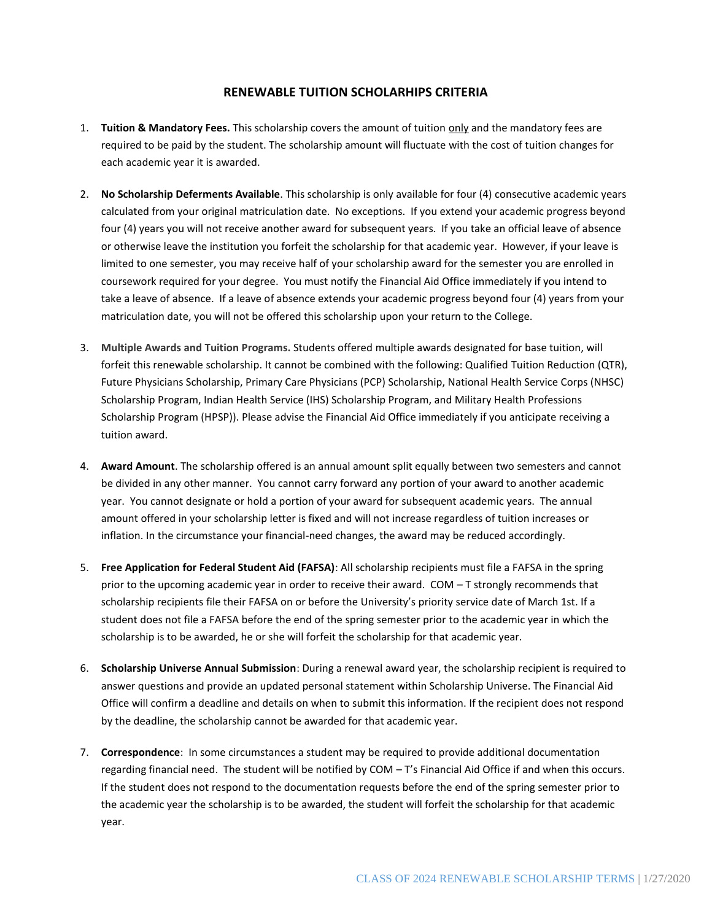## RENEWABLE TUITION SCHOLARHIPS CRITERIA

1. **Tuition & Mandatory Fees.** This scholarship covers the amount of tuition only and the mandatory fees are required to be paid by the student. The scholarship amount will fluctuate with the cost of tuition changes for each academic year it is awarded.

2. **No Scholarship Deferments Available**. This scholarship is only available for four (4) consecutive academic years calculated from your original matriculation date. No exceptions. If you extend your academic progress beyond four (4) years you will not receive another award for subsequent years. If you take an official leave of absence or otherwise leave the institution you forfeit the scholarship for that academic year. However, if your leave is limited to one semester, you may receive half of your scholarship award for the semester you are enrolled in coursework required for your degree. You must notify the Financial Aid Office immediately if you intend to take a leave of absence. If a leave of absence extends your academic progress beyond four (4) years from your matriculation date, you will not be offered this scholarship upon your return to the College.

3. **Multiple Awards and Tuition Programs.** Students offered multiple awards designated for base tuition, will forfeit this renewable scholarship. It cannot be combined with the following: Qualified Tuition Reduction (QTR), Future Physicians Scholarship, Primary Care Physicians (PCP) Scholarship, National Health Service Corps (NHSC) Scholarship Program, Indian Health Service (IHS) Scholarship Program, and Military Health Professions Scholarship Program (HPSP)). Please advise the Financial Aid Office immediately if you anticipate receiving a tuition award.

4. **Award Amount**. The scholarship offered is an annual amount split equally between two semesters and cannot be divided in any other manner. You cannot carry forward any portion of your award to another academic year. You cannot designate or hold a portion of your award for subsequent academic years. The annual amount offered in your scholarship letter is fixed and will not increase regardless of tuition increases or inflation. In the circumstance your financial-need changes, the award may be reduced accordingly.

5. **Free Application for Federal Student Aid (FAFSA)**: All scholarship recipients must file a FAFSA in the spring prior to the upcoming academic year in order to receive their award. COM – T strongly recommends that scholarship recipients file their FAFSA on or before the University's priority service date of March 1st. If a student does not file a FAFSA before the end of the spring semester prior to the academic year in which the scholarship is to be awarded, he or she will forfeit the scholarship for that academic year.

6. **Scholarship Universe Annual Submission**: During a renewal award year, the scholarship recipient is required to answer questions and provide an updated personal statement within Scholarship Universe. The Financial Aid Office will confirm a deadline and details on when to submit this information. If the recipient does not respond by the deadline, the scholarship cannot be awarded for that academic year.

7. **Correspondence**: In some circumstances a student may be required to provide additional documentation regarding financial need. The student will be notified by COM – T's Financial Aid Office if and when this occurs. If the student does not respond to the documentation requests before the end of the spring semester prior to the academic year the scholarship is to be awarded, the student will forfeit the scholarship for that academic year.